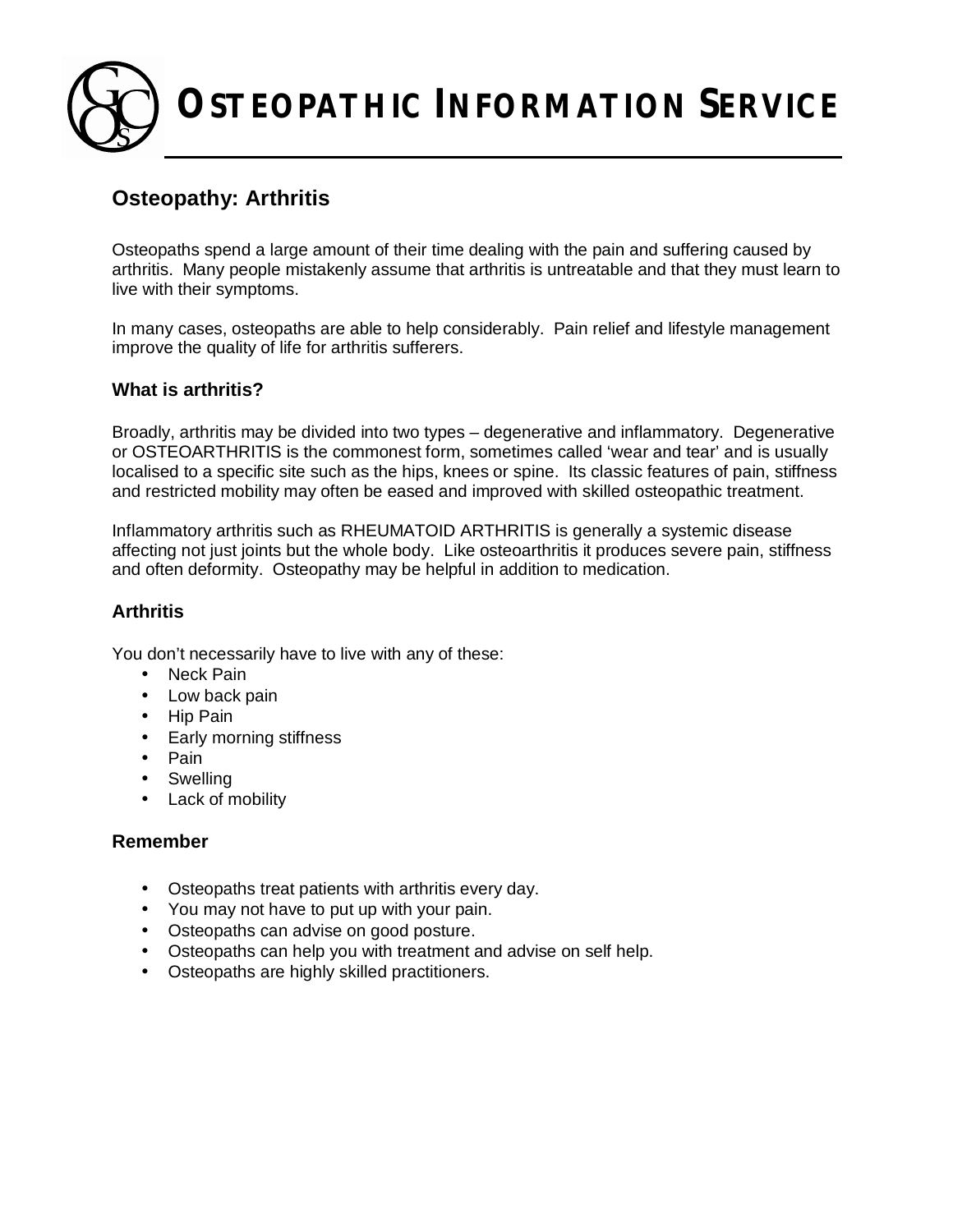# OSTEOPATHIC INFORMATION SERVICE

## Osteopathy: Arthritis

Osteopaths spend a large amount of their time dealing with the pain and suffering caused by arthritis. Many people mistakenly assume that arthritis is untreatable and that they must learn to live with their symptoms.

In many cases, osteopaths are able to help considerably. Pain relief and lifestyle management improve the quality of life for arthritis sufferers.

### What is arthritis?

Broadly, arthritis may be divided into two types – degenerative and inflammatory. Degenerative or OSTEOARTHRITIS is the commonest form, sometimes called 'wear and tear' and is usually localised to a specific site such as the hips, knees or spine. Its classic features of pain, stiffness and restricted mobility may often be eased and improved with skilled osteopathic treatment.

Inflammatory arthritis such as RHEUMATOID ARTHRITIS is generally a systemic disease affecting not just joints but the whole body. Like osteoarthritis it produces severe pain, stiffness and often deformity. Osteopathy may be helpful in addition to medication.

### Arthritis

You don't necessarily have to live with any of these:

- Neck Pain
- Low back pain
- Hip Pain
- Early morning stiffness
- Pain
- Swelling
- Lack of mobility

### Remember

- Osteopaths treat patients with arthritis every day.
- You may not have to put up with your pain.
- Osteopaths can advise on good posture.
- Osteopaths can help you with treatment and advise on self help.
- Osteopaths are highly skilled practitioners.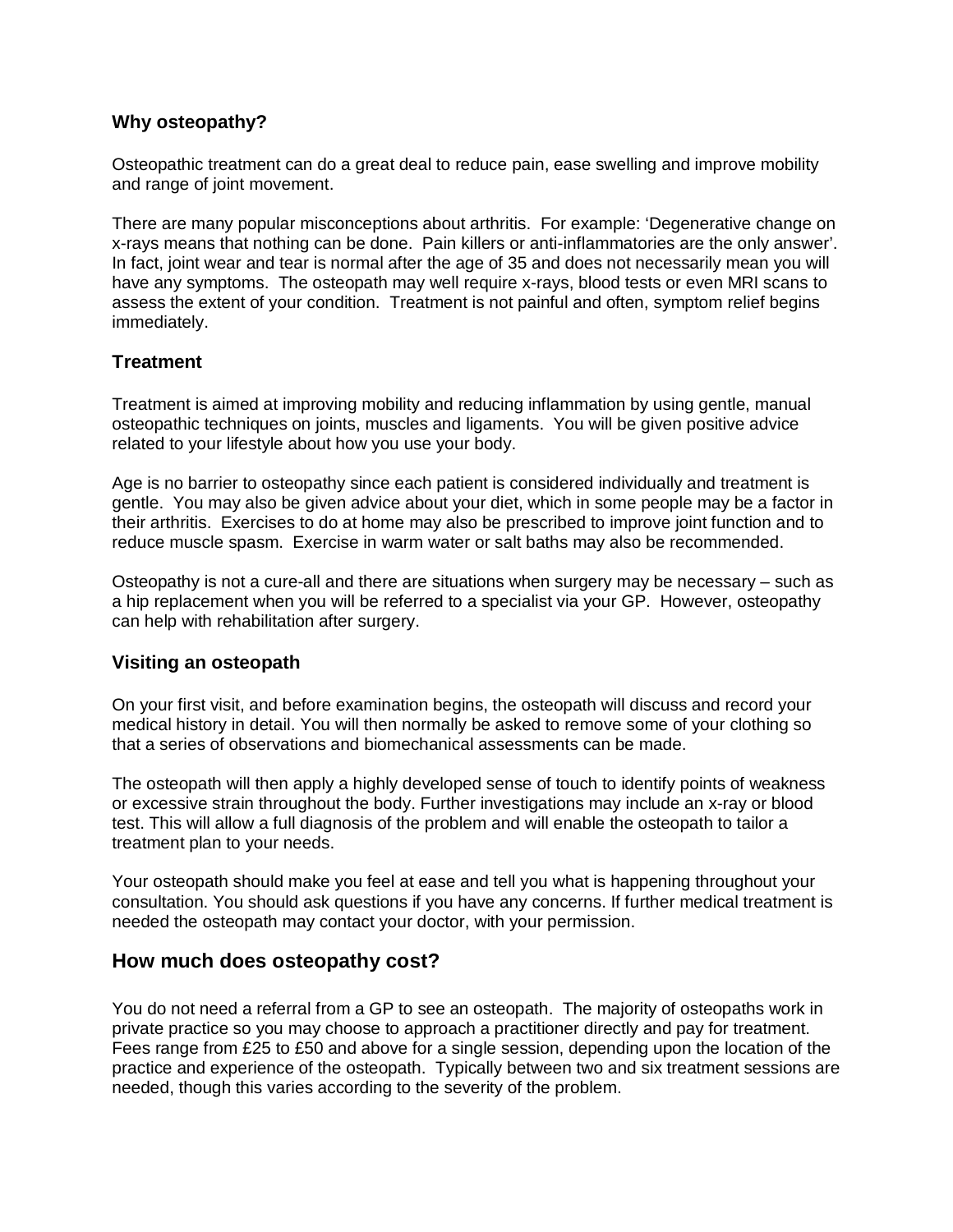### Why osteopathy?

Osteopathic treatment can do a great deal to reduce pain, ease swelling and improve mobility and range of joint movement.

There are many popular misconceptions about arthritis. For example: 'Degenerative change on x-rays means that nothing can be done. Pain killers or anti-inflammatories are the only answer'. In fact, joint wear and tear is normal after the age of 35 and does not necessarily mean you will have any symptoms. The osteopath may well require x-rays, blood tests or even MRI scans to assess the extent of your condition. Treatment is not painful and often, symptom relief begins immediately.

## Treatment

Treatment is aimed at improving mobility and reducing inflammation by using gentle, manual osteopathic techniques on joints, muscles and ligaments. You will be given positive advice related to your lifestyle about how you use your body.

Age is no barrier to osteopathy since each patient is considered individually and treatment is gentle. You may also be given advice about your diet, which in some people may be a factor in their arthritis. Exercises to do at home may also be prescribed to improve joint function and to reduce muscle spasm. Exercise in warm water or salt baths may also be recommended.

Osteopathy is not a cure-all and there are situations when surgery may be necessary – such as a hip replacement when you will be referred to a specialist via your GP. However, osteopathy can help with rehabilitation after surgery.

## Visiting an osteopath

On your first visit, and before examination begins, the osteopath will discuss and record your medical history in detail. You will then normally be asked to remove some of your clothing so that a series of observations and biomechanical assessments can be made.

The osteopath will then apply a highly developed sense of touch to identify points of weakness or excessive strain throughout the body. Further investigations may include an x-ray or blood test. This will allow a full diagnosis of the problem and will enable the osteopath to tailor a treatment plan to your needs.

Your osteopath should make you feel at ease and tell you what is happening throughout your consultation. You should ask questions if you have any concerns. If further medical treatment is needed the osteopath may contact your doctor, with your permission.

## How much does osteopathy cost?

You do not need a referral from a GP to see an osteopath. The majority of osteopaths work in private practice so you may choose to approach a practitioner directly and pay for treatment. Fees range from £25 to £50 and above for a single session, depending upon the location of the practice and experience of the osteopath. Typically between two and six treatment sessions are needed, though this varies according to the severity of the problem.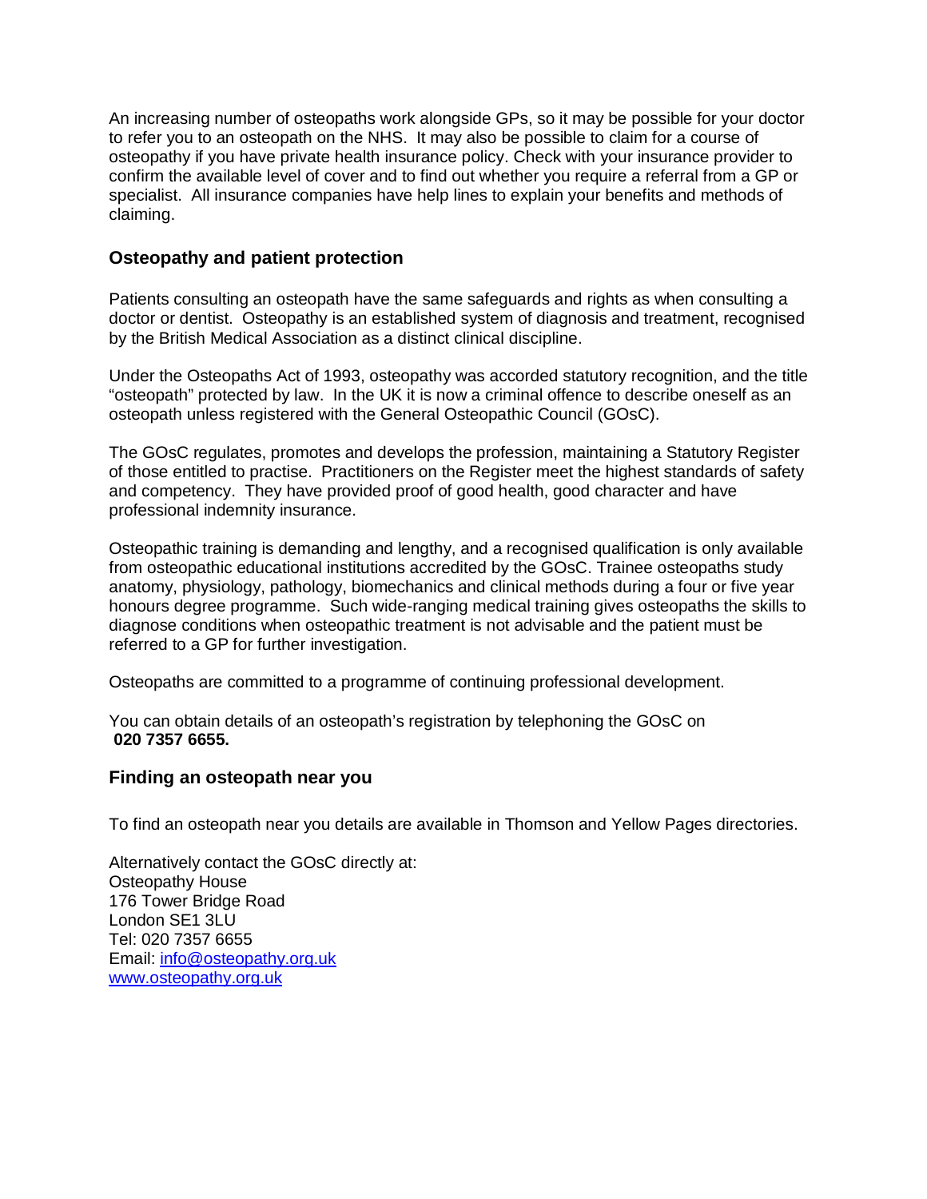An increasing number of osteopaths work alongside GPs, so it may be possible for your doctor to refer you to an osteopath on the NHS. It may also be possible to claim for a course of osteopathy if you have private health insurance policy. Check with your insurance provider to confirm the available level of cover and to find out whether you require a referral from a GP or specialist. All insurance companies have help lines to explain your benefits and methods of claiming.

## Osteopathy and patient protection

Patients consulting an osteopath have the same safeguards and rights as when consulting a doctor or dentist. Osteopathy is an established system of diagnosis and treatment, recognised by the British Medical Association as a distinct clinical discipline.

Under the Osteopaths Act of 1993, osteopathy was accorded statutory recognition, and the title "osteopath" protected by law. In the UK it is now a criminal offence to describe oneself as an osteopath unless registered with the General Osteopathic Council (GOsC).

The GOsC regulates, promotes and develops the profession, maintaining a Statutory Register of those entitled to practise. Practitioners on the Register meet the highest standards of safety and competency. They have provided proof of good health, good character and have professional indemnity insurance.

Osteopathic training is demanding and lengthy, and a recognised qualification is only available from osteopathic educational institutions accredited by the GOsC. Trainee osteopaths study anatomy, physiology, pathology, biomechanics and clinical methods during a four or five year honours degree programme. Such wide-ranging medical training gives osteopaths the skills to diagnose conditions when osteopathic treatment is not advisable and the patient must be referred to a GP for further investigation.

Osteopaths are committed to a programme of continuing professional development.

You can obtain details of an osteopath's registration by telephoning the GOsC on **020 7357 6655.**

## Finding an osteopath near you

To find an osteopath near you details are available in Thomson and Yellow Pages directories.

Alternatively contact the GOsC directly at:
Osteopathy House
176 Tower Bridge Road
London SE1 3LU
Tel: 020 7357 6655
Email: info@osteopathy.org.uk
www.osteopathy.org.uk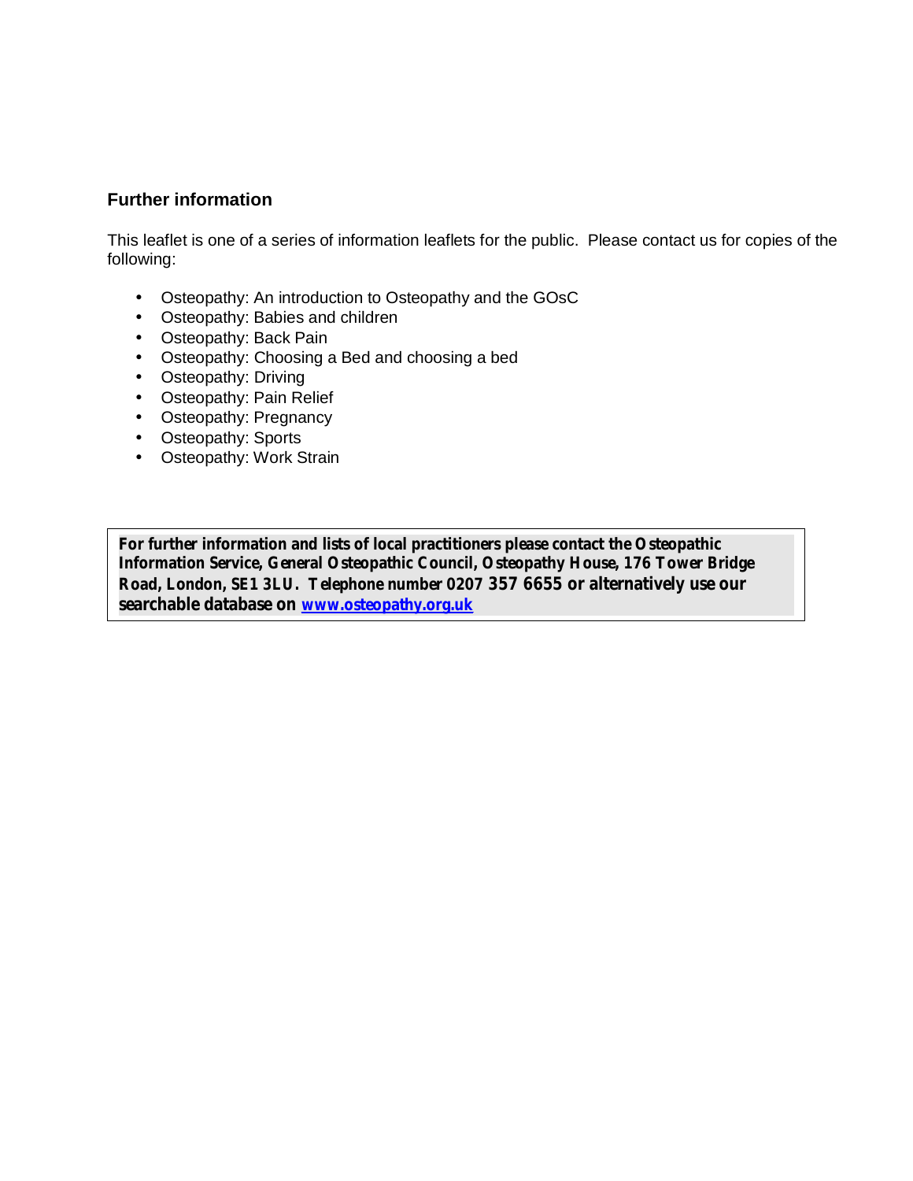## Further information

This leaflet is one of a series of information leaflets for the public. Please contact us for copies of the following:

- Osteopathy: An introduction to Osteopathy and the GOsC
- Osteopathy: Babies and children
- Osteopathy: Back Pain
- Osteopathy: Choosing a Bed and choosing a bed
- Osteopathy: Driving
- Osteopathy: Pain Relief
- Osteopathy: Pregnancy
- Osteopathy: Sports
- Osteopathy: Work Strain

**For further information and lists of local practitioners please contact the Osteopathic Information Service, General Osteopathic Council, Osteopathy House, 176 Tower Bridge Road, London, SE1 3LU. Telephone number 0207 357 6655 or alternatively use our searchable database on [www.osteopathy.org.uk](http://www.osteopathy.org.uk)**